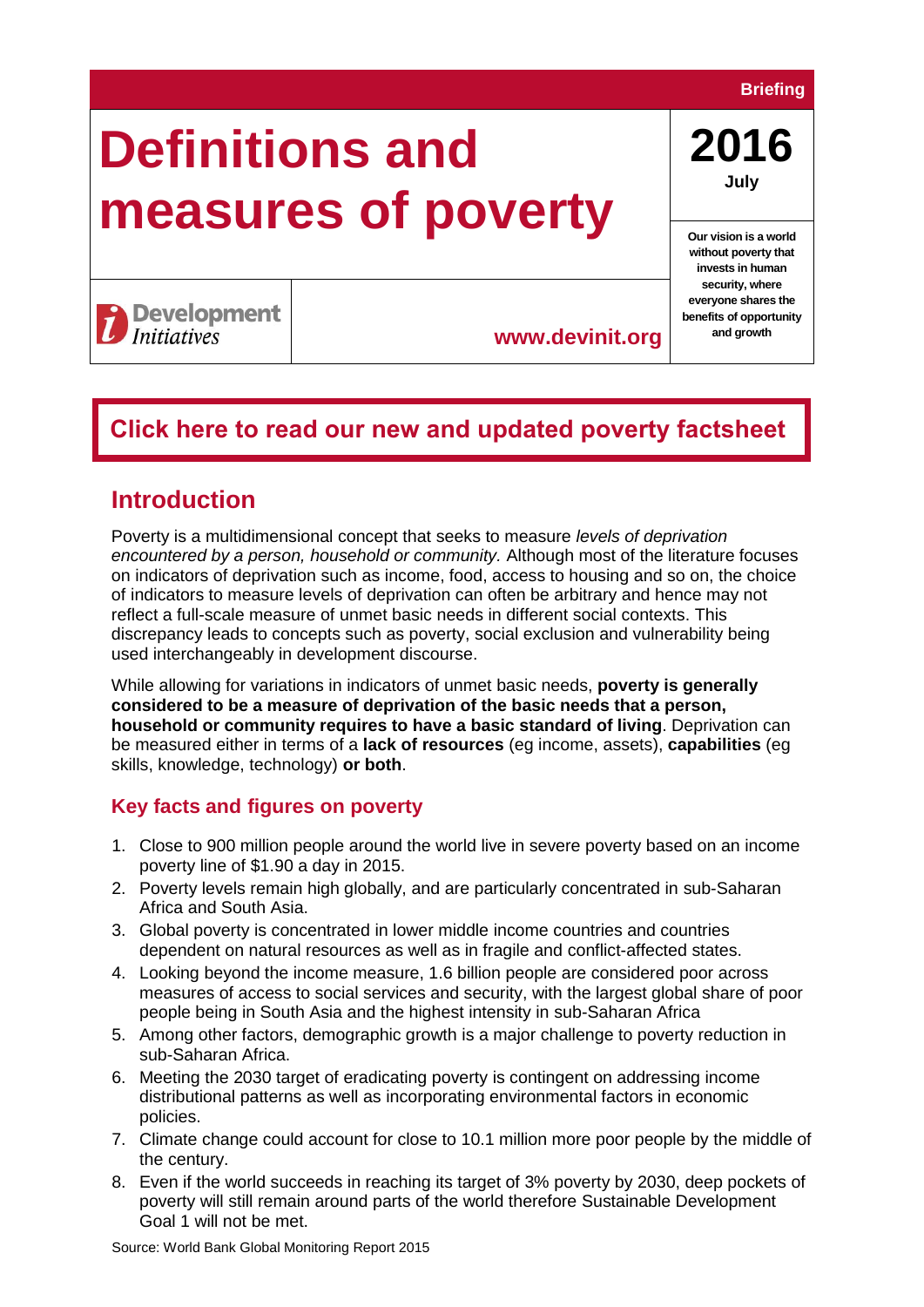Briefing

# Definitions and measures of poverty

**2016**
**July**

Development Initiatives

**Our vision is a world without poverty that invests in human security, where everyone shares the benefits of opportunity and growth**

**www.devinit.org**

**Click here to read our new and updated poverty factsheet**

## Introduction

Poverty is a multidimensional concept that seeks to measure *levels of deprivation encountered by a person, household or community.* Although most of the literature focuses on indicators of deprivation such as income, food, access to housing and so on, the choice of indicators to measure levels of deprivation can often be arbitrary and hence may not reflect a full-scale measure of unmet basic needs in different social contexts. This discrepancy leads to concepts such as poverty, social exclusion and vulnerability being used interchangeably in development discourse.

While allowing for variations in indicators of unmet basic needs, **poverty is generally considered to be a measure of deprivation of the basic needs that a person, household or community requires to have a basic standard of living**. Deprivation can be measured either in terms of a **lack of resources** (eg income, assets), **capabilities** (eg skills, knowledge, technology) **or both**.

### Key facts and figures on poverty

1. Close to 900 million people around the world live in severe poverty based on an income poverty line of $1.90 a day in 2015.
2. Poverty levels remain high globally, and are particularly concentrated in sub-Saharan Africa and South Asia.
3. Global poverty is concentrated in lower middle income countries and countries dependent on natural resources as well as in fragile and conflict-affected states.
4. Looking beyond the income measure, 1.6 billion people are considered poor across measures of access to social services and security, with the largest global share of poor people being in South Asia and the highest intensity in sub-Saharan Africa
5. Among other factors, demographic growth is a major challenge to poverty reduction in sub-Saharan Africa.
6. Meeting the 2030 target of eradicating poverty is contingent on addressing income distributional patterns as well as incorporating environmental factors in economic policies.
7. Climate change could account for close to 10.1 million more poor people by the middle of the century.
8. Even if the world succeeds in reaching its target of 3% poverty by 2030, deep pockets of poverty will still remain around parts of the world therefore Sustainable Development Goal 1 will not be met.

Source: World Bank Global Monitoring Report 2015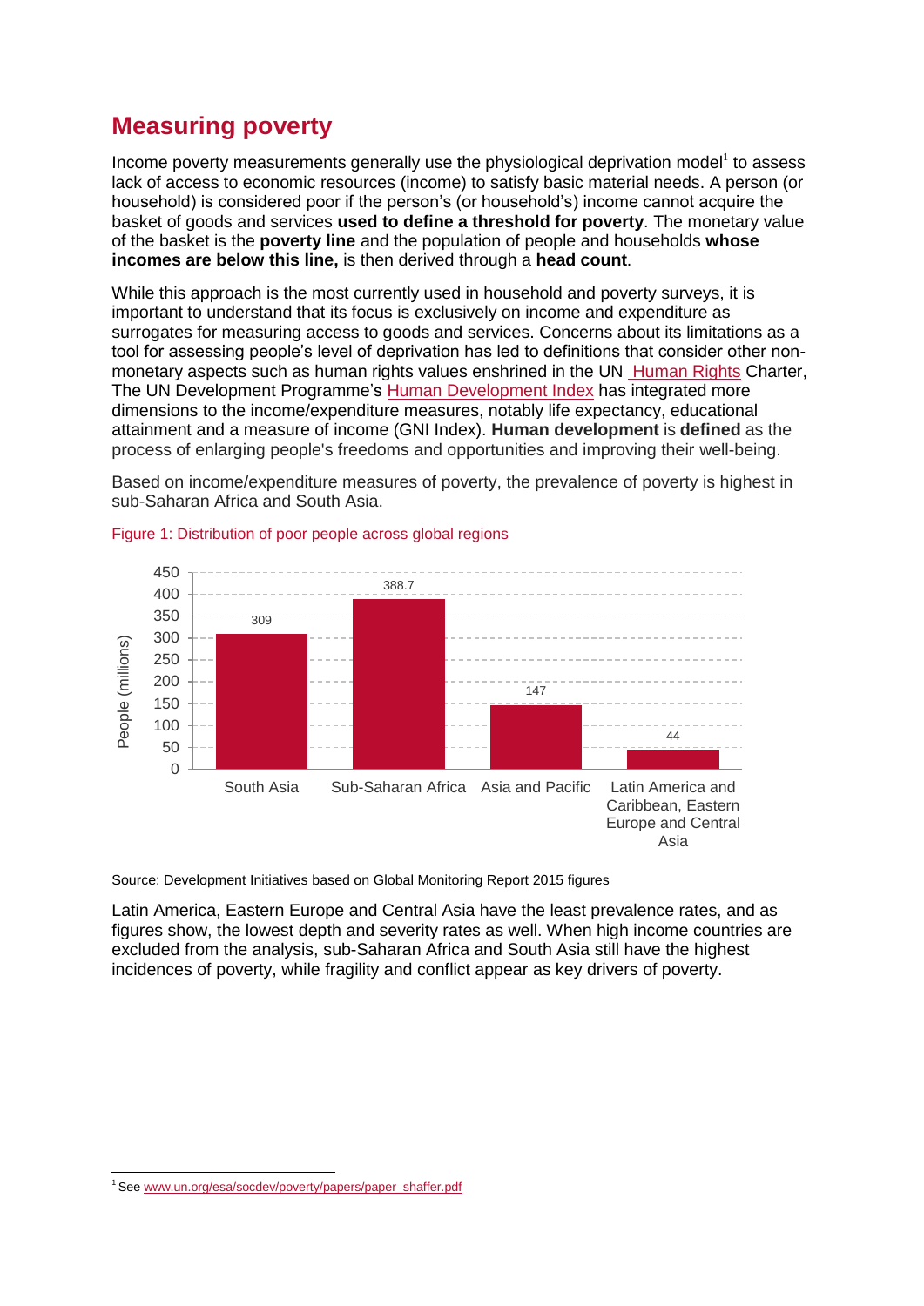## Measuring poverty

Income poverty measurements generally use the physiological deprivation model[1] to assess lack of access to economic resources (income) to satisfy basic material needs. A person (or household) is considered poor if the person's (or household's) income cannot acquire the basket of goods and services **used to define a threshold for poverty**. The monetary value of the basket is the **poverty line** and the population of people and households **whose incomes are below this line,** is then derived through a **head count**.

While this approach is the most currently used in household and poverty surveys, it is important to understand that its focus is exclusively on income and expenditure as surrogates for measuring access to goods and services. Concerns about its limitations as a tool for assessing people's level of deprivation has led to definitions that consider other non-monetary aspects such as human rights values enshrined in the UN Human Rights Charter, The UN Development Programme's Human Development Index has integrated more dimensions to the income/expenditure measures, notably life expectancy, educational attainment and a measure of income (GNI Index). **Human development** is **defined** as the process of enlarging people's freedoms and opportunities and improving their well-being.

Based on income/expenditure measures of poverty, the prevalence of poverty is highest in sub-Saharan Africa and South Asia.

Figure 1: Distribution of poor people across global regions

| Region | People (millions) |
| --- | --- |
| South Asia | 309 |
| Sub-Saharan Africa | 388.7 |
| Asia and Pacific | 147 |
| Latin America and Caribbean, Eastern Europe and Central Asia | 44 |

Source: Development Initiatives based on Global Monitoring Report 2015 figures

Latin America, Eastern Europe and Central Asia have the least prevalence rates, and as figures show, the lowest depth and severity rates as well. When high income countries are excluded from the analysis, sub-Saharan Africa and South Asia still have the highest incidences of poverty, while fragility and conflict appear as key drivers of poverty.

[1] See www.un.org/esa/socdev/poverty/papers/paper_shaffer.pdf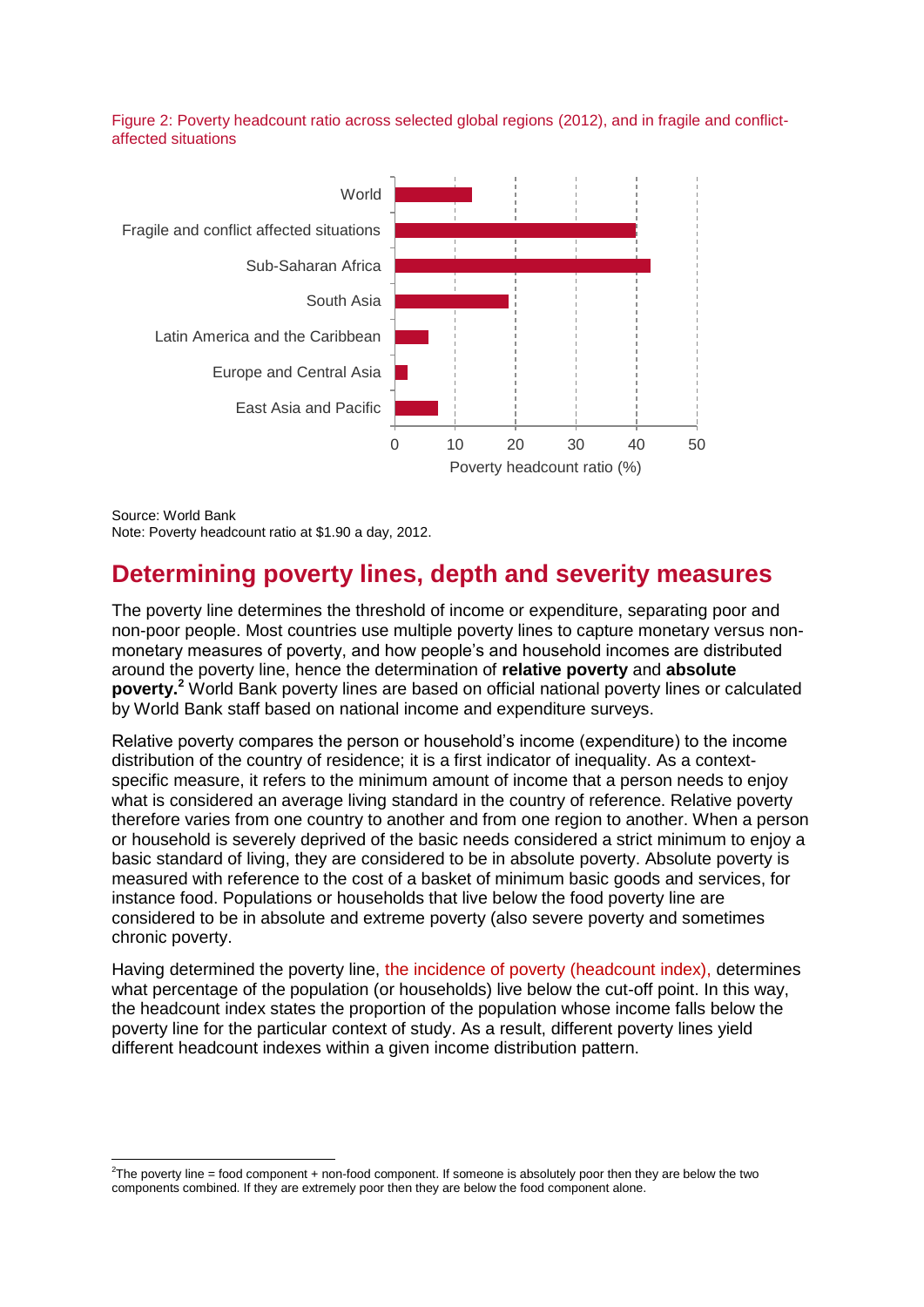Figure 2: Poverty headcount ratio across selected global regions (2012), and in fragile and conflict-affected situations

Source: World Bank
Note: Poverty headcount ratio at $1.90 a day, 2012.

## Determining poverty lines, depth and severity measures

The poverty line determines the threshold of income or expenditure, separating poor and non-poor people. Most countries use multiple poverty lines to capture monetary versus non-monetary measures of poverty, and how people's and household incomes are distributed around the poverty line, hence the determination of **relative poverty** and **absolute poverty.**[2] World Bank poverty lines are based on official national poverty lines or calculated by World Bank staff based on national income and expenditure surveys.

Relative poverty compares the person or household's income (expenditure) to the income distribution of the country of residence; it is a first indicator of inequality. As a context-specific measure, it refers to the minimum amount of income that a person needs to enjoy what is considered an average living standard in the country of reference. Relative poverty therefore varies from one country to another and from one region to another. When a person or household is severely deprived of the basic needs considered a strict minimum to enjoy a basic standard of living, they are considered to be in absolute poverty. Absolute poverty is measured with reference to the cost of a basket of minimum basic goods and services, for instance food. Populations or households that live below the food poverty line are considered to be in absolute and extreme poverty (also severe poverty and sometimes chronic poverty.

Having determined the poverty line, the incidence of poverty (headcount index), determines what percentage of the population (or households) live below the cut-off point. In this way, the headcount index states the proportion of the population whose income falls below the poverty line for the particular context of study. As a result, different poverty lines yield different headcount indexes within a given income distribution pattern.

[2] The poverty line = food component + non-food component. If someone is absolutely poor then they are below the two components combined. If they are extremely poor then they are below the food component alone.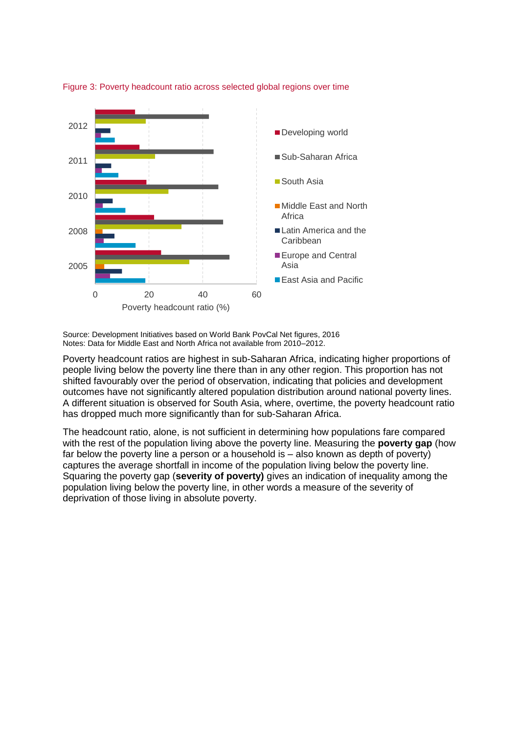Figure 3: Poverty headcount ratio across selected global regions over time

Source: Development Initiatives based on World Bank PovCal Net figures, 2016
Notes: Data for Middle East and North Africa not available from 2010–2012.

Poverty headcount ratios are highest in sub-Saharan Africa, indicating higher proportions of people living below the poverty line there than in any other region. This proportion has not shifted favourably over the period of observation, indicating that policies and development outcomes have not significantly altered population distribution around national poverty lines. A different situation is observed for South Asia, where, overtime, the poverty headcount ratio has dropped much more significantly than for sub-Saharan Africa.

The headcount ratio, alone, is not sufficient in determining how populations fare compared with the rest of the population living above the poverty line. Measuring the **poverty gap** (how far below the poverty line a person or a household is – also known as depth of poverty) captures the average shortfall in income of the population living below the poverty line. Squaring the poverty gap (**severity of poverty)** gives an indication of inequality among the population living below the poverty line, in other words a measure of the severity of deprivation of those living in absolute poverty.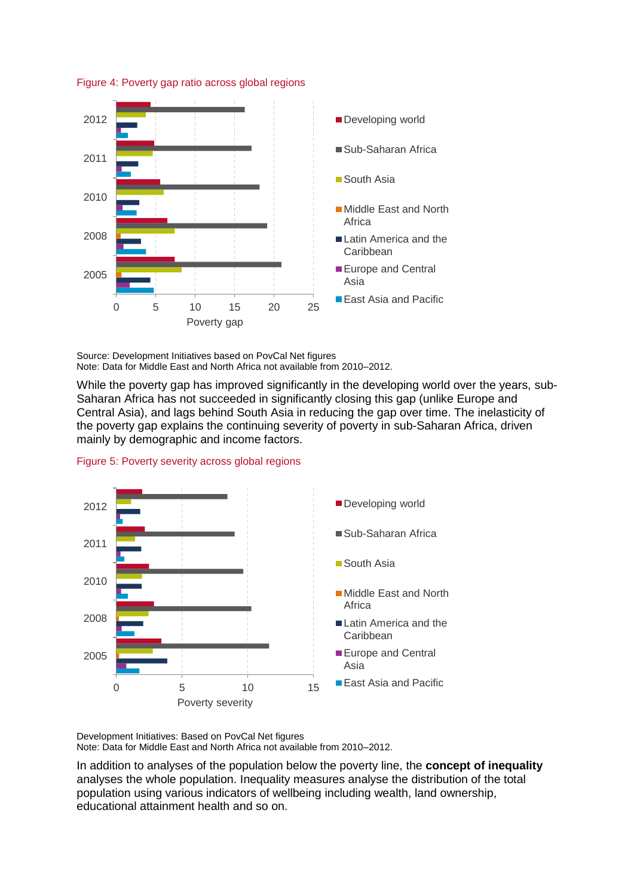Figure 4: Poverty gap ratio across global regions

Source: Development Initiatives based on PovCal Net figures
Note: Data for Middle East and North Africa not available from 2010–2012.

While the poverty gap has improved significantly in the developing world over the years, sub-Saharan Africa has not succeeded in significantly closing this gap (unlike Europe and Central Asia), and lags behind South Asia in reducing the gap over time. The inelasticity of the poverty gap explains the continuing severity of poverty in sub-Saharan Africa, driven mainly by demographic and income factors.

Figure 5: Poverty severity across global regions

Development Initiatives: Based on PovCal Net figures
Note: Data for Middle East and North Africa not available from 2010–2012.

In addition to analyses of the population below the poverty line, the **concept of inequality** analyses the whole population. Inequality measures analyse the distribution of the total population using various indicators of wellbeing including wealth, land ownership, educational attainment health and so on.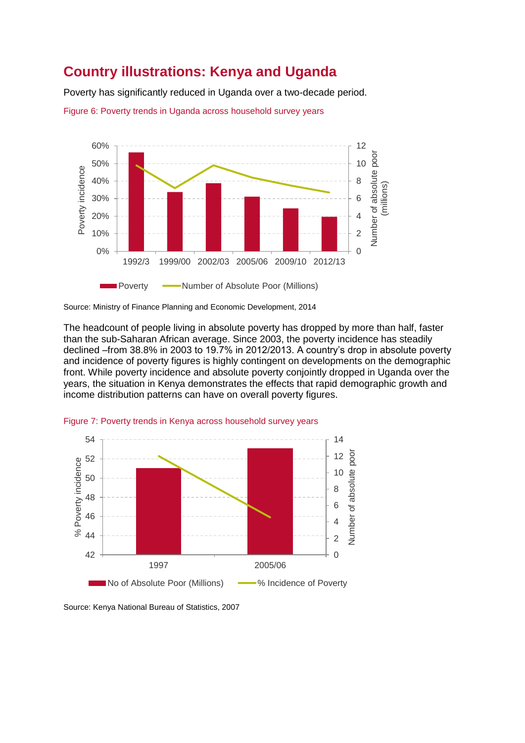## Country illustrations: Kenya and Uganda

Poverty has significantly reduced in Uganda over a two-decade period.

Figure 6: Poverty trends in Uganda across household survey years

Source: Ministry of Finance Planning and Economic Development, 2014

The headcount of people living in absolute poverty has dropped by more than half, faster than the sub-Saharan African average. Since 2003, the poverty incidence has steadily declined –from 38.8% in 2003 to 19.7% in 2012/2013. A country's drop in absolute poverty and incidence of poverty figures is highly contingent on developments on the demographic front. While poverty incidence and absolute poverty conjointly dropped in Uganda over the years, the situation in Kenya demonstrates the effects that rapid demographic growth and income distribution patterns can have on overall poverty figures.

Figure 7: Poverty trends in Kenya across household survey years

Source: Kenya National Bureau of Statistics, 2007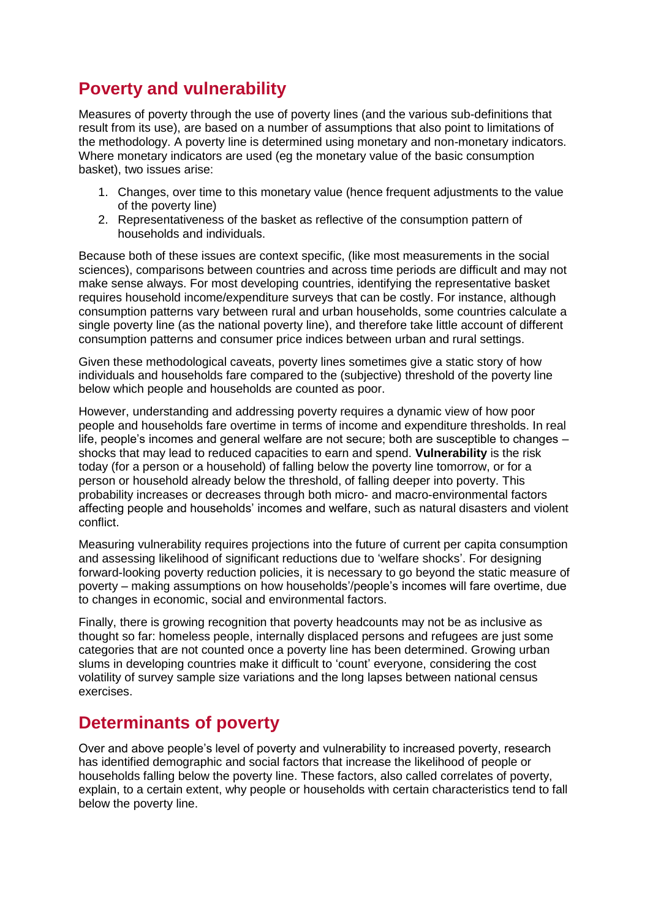## Poverty and vulnerability

Measures of poverty through the use of poverty lines (and the various sub-definitions that result from its use), are based on a number of assumptions that also point to limitations of the methodology. A poverty line is determined using monetary and non-monetary indicators. Where monetary indicators are used (eg the monetary value of the basic consumption basket), two issues arise:

1. Changes, over time to this monetary value (hence frequent adjustments to the value of the poverty line)
2. Representativeness of the basket as reflective of the consumption pattern of households and individuals.

Because both of these issues are context specific, (like most measurements in the social sciences), comparisons between countries and across time periods are difficult and may not make sense always. For most developing countries, identifying the representative basket requires household income/expenditure surveys that can be costly. For instance, although consumption patterns vary between rural and urban households, some countries calculate a single poverty line (as the national poverty line), and therefore take little account of different consumption patterns and consumer price indices between urban and rural settings.

Given these methodological caveats, poverty lines sometimes give a static story of how individuals and households fare compared to the (subjective) threshold of the poverty line below which people and households are counted as poor.

However, understanding and addressing poverty requires a dynamic view of how poor people and households fare overtime in terms of income and expenditure thresholds. In real life, people's incomes and general welfare are not secure; both are susceptible to changes – shocks that may lead to reduced capacities to earn and spend. **Vulnerability** is the risk today (for a person or a household) of falling below the poverty line tomorrow, or for a person or household already below the threshold, of falling deeper into poverty. This probability increases or decreases through both micro- and macro-environmental factors affecting people and households' incomes and welfare, such as natural disasters and violent conflict.

Measuring vulnerability requires projections into the future of current per capita consumption and assessing likelihood of significant reductions due to 'welfare shocks'. For designing forward-looking poverty reduction policies, it is necessary to go beyond the static measure of poverty – making assumptions on how households'/people's incomes will fare overtime, due to changes in economic, social and environmental factors.

Finally, there is growing recognition that poverty headcounts may not be as inclusive as thought so far: homeless people, internally displaced persons and refugees are just some categories that are not counted once a poverty line has been determined. Growing urban slums in developing countries make it difficult to 'count' everyone, considering the cost volatility of survey sample size variations and the long lapses between national census exercises.

## Determinants of poverty

Over and above people's level of poverty and vulnerability to increased poverty, research has identified demographic and social factors that increase the likelihood of people or households falling below the poverty line. These factors, also called correlates of poverty, explain, to a certain extent, why people or households with certain characteristics tend to fall below the poverty line.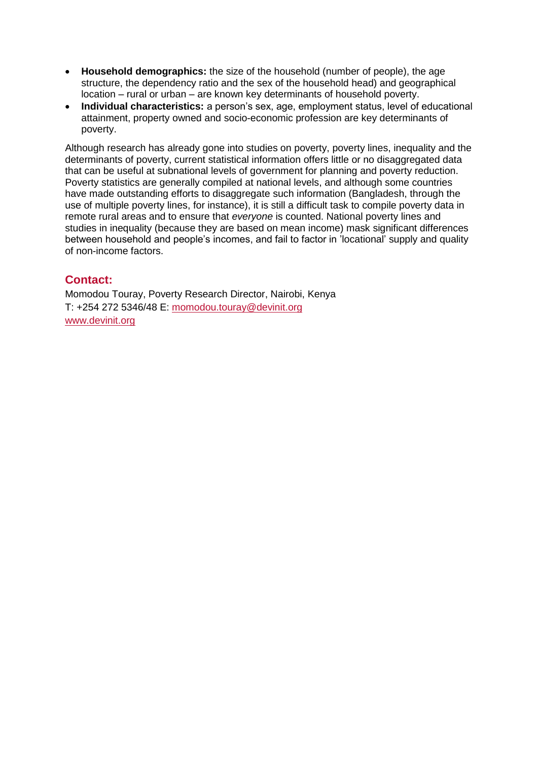- **Household demographics:** the size of the household (number of people), the age structure, the dependency ratio and the sex of the household head) and geographical location – rural or urban – are known key determinants of household poverty.
- **Individual characteristics:** a person's sex, age, employment status, level of educational attainment, property owned and socio-economic profession are key determinants of poverty.

Although research has already gone into studies on poverty, poverty lines, inequality and the determinants of poverty, current statistical information offers little or no disaggregated data that can be useful at subnational levels of government for planning and poverty reduction. Poverty statistics are generally compiled at national levels, and although some countries have made outstanding efforts to disaggregate such information (Bangladesh, through the use of multiple poverty lines, for instance), it is still a difficult task to compile poverty data in remote rural areas and to ensure that *everyone* is counted. National poverty lines and studies in inequality (because they are based on mean income) mask significant differences between household and people's incomes, and fail to factor in 'locational' supply and quality of non-income factors.

## Contact:

Momodou Touray, Poverty Research Director, Nairobi, Kenya
T: +254 272 5346/48 E: momodou.touray@devinit.org
www.devinit.org